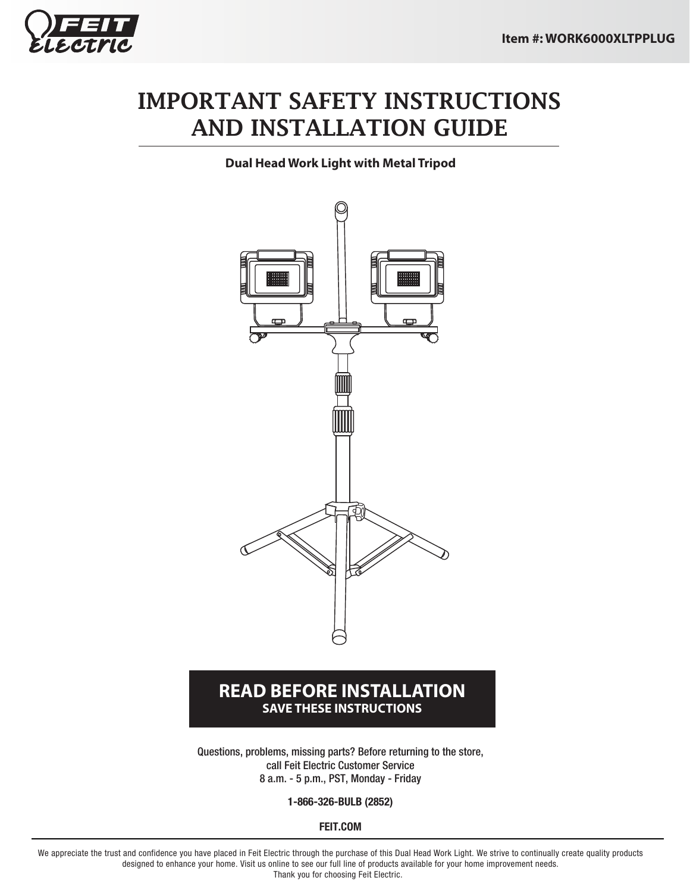FEIT Electric

Item #: WORK6000XLTPPLUG

# IMPORTANT SAFETY INSTRUCTIONS AND INSTALLATION GUIDE

**Dual Head Work Light with Metal Tripod**

## READ BEFORE INSTALLATION

**SAVE THESE INSTRUCTIONS**

Questions, problems, missing parts? Before returning to the store, call Feit Electric Customer Service
8 a.m. - 5 p.m., PST, Monday - Friday

**1-866-326-BULB (2852)**

**FEIT.COM**

We appreciate the trust and confidence you have placed in Feit Electric through the purchase of this Dual Head Work Light. We strive to continually create quality products designed to enhance your home. Visit us online to see our full line of products available for your home improvement needs.
Thank you for choosing Feit Electric.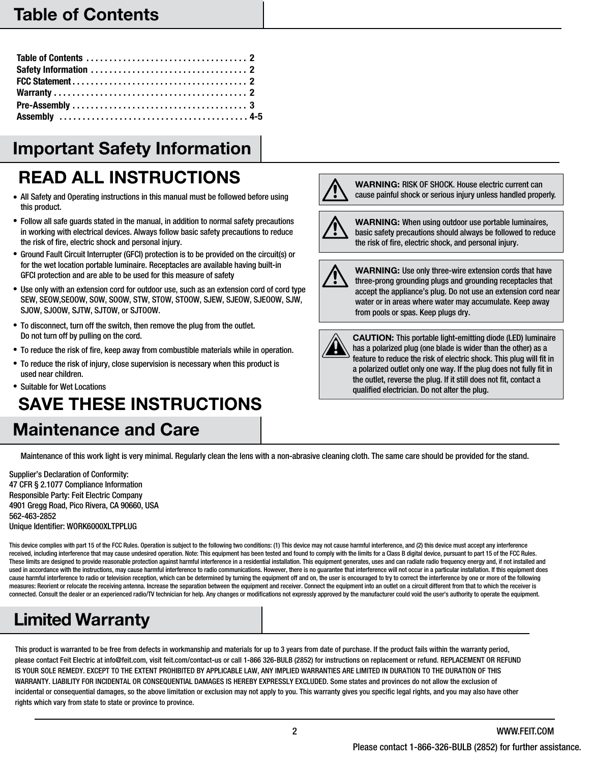## Table of Contents

Table of Contents . . . . . . . . . . . . . . . . . . . . . . . . . . . . . . . . . . 2
Safety Information . . . . . . . . . . . . . . . . . . . . . . . . . . . . . . . . . 2
FCC Statement . . . . . . . . . . . . . . . . . . . . . . . . . . . . . . . . . . . . . 2
Warranty . . . . . . . . . . . . . . . . . . . . . . . . . . . . . . . . . . . . . . . . . 2
Pre-Assembly . . . . . . . . . . . . . . . . . . . . . . . . . . . . . . . . . . . . . 3
Assembly . . . . . . . . . . . . . . . . . . . . . . . . . . . . . . . . . . . . . . . . 4-5

## Important Safety Information

### READ ALL INSTRUCTIONS

- All Safety and Operating instructions in this manual must be followed before using this product.
- Follow all safe guards stated in the manual, in addition to normal safety precautions in working with electrical devices. Always follow basic safety precautions to reduce the risk of fire, electric shock and personal injury.
- Ground Fault Circuit Interrupter (GFCI) protection is to be provided on the circuit(s) or for the wet location portable luminaire. Receptacles are available having built-in GFCI protection and are able to be used for this measure of safety
- Use only with an extension cord for outdoor use, such as an extension cord of cord type SEW, SEOW,SEOOW, SOW, SOOW, STW, STOW, STOOW, SJEW, SJEOW, SJEOOW, SJW, SJOW, SJOOW, SJTW, SJTOW, or SJTOOW.
- To disconnect, turn off the switch, then remove the plug from the outlet. Do not turn off by pulling on the cord.
- To reduce the risk of fire, keep away from combustible materials while in operation.
- To reduce the risk of injury, close supervision is necessary when this product is used near children.
- Suitable for Wet Locations

### SAVE THESE INSTRUCTIONS

**WARNING:** RISK OF SHOCK. House electric current can cause painful shock or serious injury unless handled properly.

**WARNING:** When using outdoor use portable luminaires, basic safety precautions should always be followed to reduce the risk of fire, electric shock, and personal injury.

**WARNING:** Use only three-wire extension cords that have three-prong grounding plugs and grounding receptacles that accept the appliance's plug. Do not use an extension cord near water or in areas where water may accumulate. Keep away from pools or spas. Keep plugs dry.

**CAUTION:** This portable light-emitting diode (LED) luminaire has a polarized plug (one blade is wider than the other) as a feature to reduce the risk of electric shock. This plug will fit in a polarized outlet only one way. If the plug does not fully fit in the outlet, reverse the plug. If it still does not fit, contact a qualified electrician. Do not alter the plug.

## Maintenance and Care

Maintenance of this work light is very minimal. Regularly clean the lens with a non-abrasive cleaning cloth. The same care should be provided for the stand.

Supplier's Declaration of Conformity:
47 CFR § 2.1077 Compliance Information
Responsible Party: Feit Electric Company
4901 Gregg Road, Pico Rivera, CA 90660, USA
562-463-2852
Unique Identifier: WORK6000XLTPPLUG

This device complies with part 15 of the FCC Rules. Operation is subject to the following two conditions: (1) This device may not cause harmful interference, and (2) this device must accept any interference received, including interference that may cause undesired operation. Note: This equipment has been tested and found to comply with the limits for a Class B digital device, pursuant to part 15 of the FCC Rules. These limits are designed to provide reasonable protection against harmful interference in a residential installation. This equipment generates, uses and can radiate radio frequency energy and, if not installed and used in accordance with the instructions, may cause harmful interference to radio communications. However, there is no guarantee that interference will not occur in a particular installation. If this equipment does cause harmful interference to radio or television reception, which can be determined by turning the equipment off and on, the user is encouraged to try to correct the interference by one or more of the following measures: Reorient or relocate the receiving antenna. Increase the separation between the equipment and receiver. Connect the equipment into an outlet on a circuit different from that to which the receiver is connected. Consult the dealer or an experienced radio/TV technician for help. Any changes or modifications not expressly approved by the manufacturer could void the user's authority to operate the equipment.

## Limited Warranty

This product is warranted to be free from defects in workmanship and materials for up to 3 years from date of purchase. If the product fails within the warranty period, please contact Feit Electric at info@feit.com, visit feit.com/contact-us or call 1-866 326-BULB (2852) for instructions on replacement or refund. REPLACEMENT OR REFUND IS YOUR SOLE REMEDY. EXCEPT TO THE EXTENT PROHIBITED BY APPLICABLE LAW, ANY IMPLIED WARRANTIES ARE LIMITED IN DURATION TO THE DURATION OF THIS WARRANTY. LIABILITY FOR INCIDENTAL OR CONSEQUENTIAL DAMAGES IS HEREBY EXPRESSLY EXCLUDED. Some states and provinces do not allow the exclusion of incidental or consequential damages, so the above limitation or exclusion may not apply to you. This warranty gives you specific legal rights, and you may also have other rights which vary from state to state or province to province.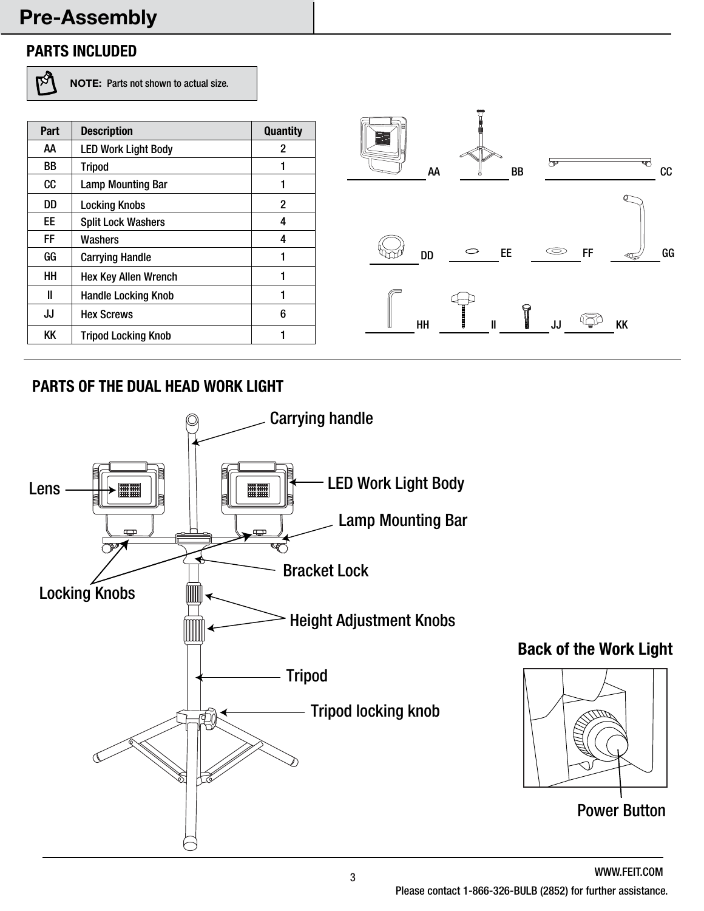# Pre-Assembly

## PARTS INCLUDED

**NOTE:** Parts not shown to actual size.

| Part | Description | Quantity |
|---|---|---|
| AA | LED Work Light Body | 2 |
| BB | Tripod | 1 |
| CC | Lamp Mounting Bar | 1 |
| DD | Locking Knobs | 2 |
| EE | Split Lock Washers | 4 |
| FF | Washers | 4 |
| GG | Carrying Handle | 1 |
| HH | Hex Key Allen Wrench | 1 |
| II | Handle Locking Knob | 1 |
| JJ | Hex Screws | 6 |
| KK | Tripod Locking Knob | 1 |

AA BB CC

DD EE FF GG

HH II JJ KK

## PARTS OF THE DUAL HEAD WORK LIGHT

Carrying handle

Lens

LED Work Light Body

Lamp Mounting Bar

Bracket Lock

Locking Knobs

Height Adjustment Knobs

Tripod

Tripod locking knob

**Back of the Work Light**

Power Button

WWW.FEIT.COM

Please contact 1-866-326-BULB (2852) for further assistance.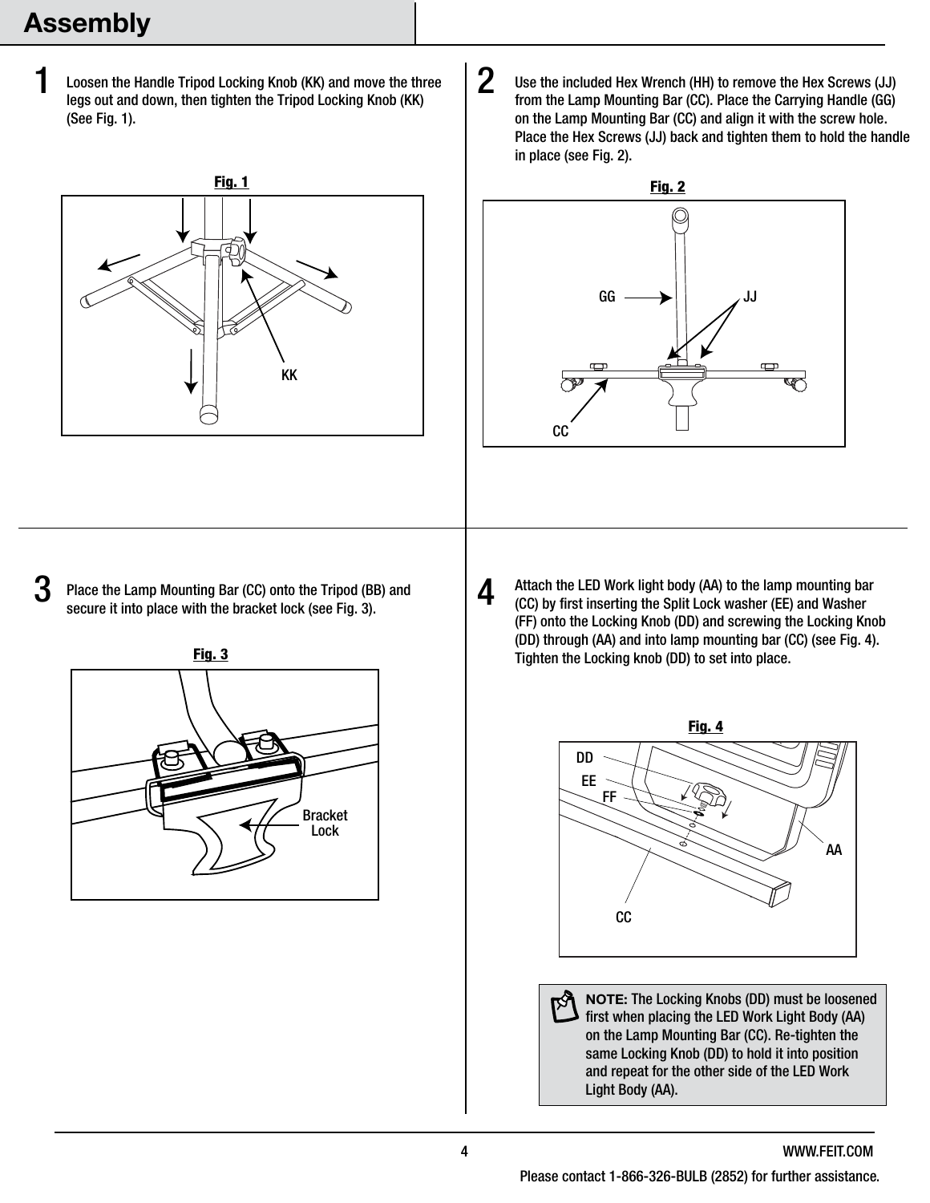# Assembly

**1** Loosen the Handle Tripod Locking Knob (KK) and move the three legs out and down, then tighten the Tripod Locking Knob (KK) (See Fig. 1).

**Fig. 1**

KK

**2** Use the included Hex Wrench (HH) to remove the Hex Screws (JJ) from the Lamp Mounting Bar (CC). Place the Carrying Handle (GG) on the Lamp Mounting Bar (CC) and align it with the screw hole. Place the Hex Screws (JJ) back and tighten them to hold the handle in place (see Fig. 2).

**Fig. 2**

GG JJ CC

**3** Place the Lamp Mounting Bar (CC) onto the Tripod (BB) and secure it into place with the bracket lock (see Fig. 3).

**Fig. 3**

Bracket Lock

**4** Attach the LED Work light body (AA) to the lamp mounting bar (CC) by first inserting the Split Lock washer (EE) and Washer (FF) onto the Locking Knob (DD) and screwing the Locking Knob (DD) through (AA) and into lamp mounting bar (CC) (see Fig. 4). Tighten the Locking knob (DD) to set into place.

**Fig. 4**

DD EE FF AA CC

**NOTE:** The Locking Knobs (DD) must be loosened first when placing the LED Work Light Body (AA) on the Lamp Mounting Bar (CC). Re-tighten the same Locking Knob (DD) to hold it into position and repeat for the other side of the LED Work Light Body (AA).

WWW.FEIT.COM

Please contact 1-866-326-BULB (2852) for further assistance.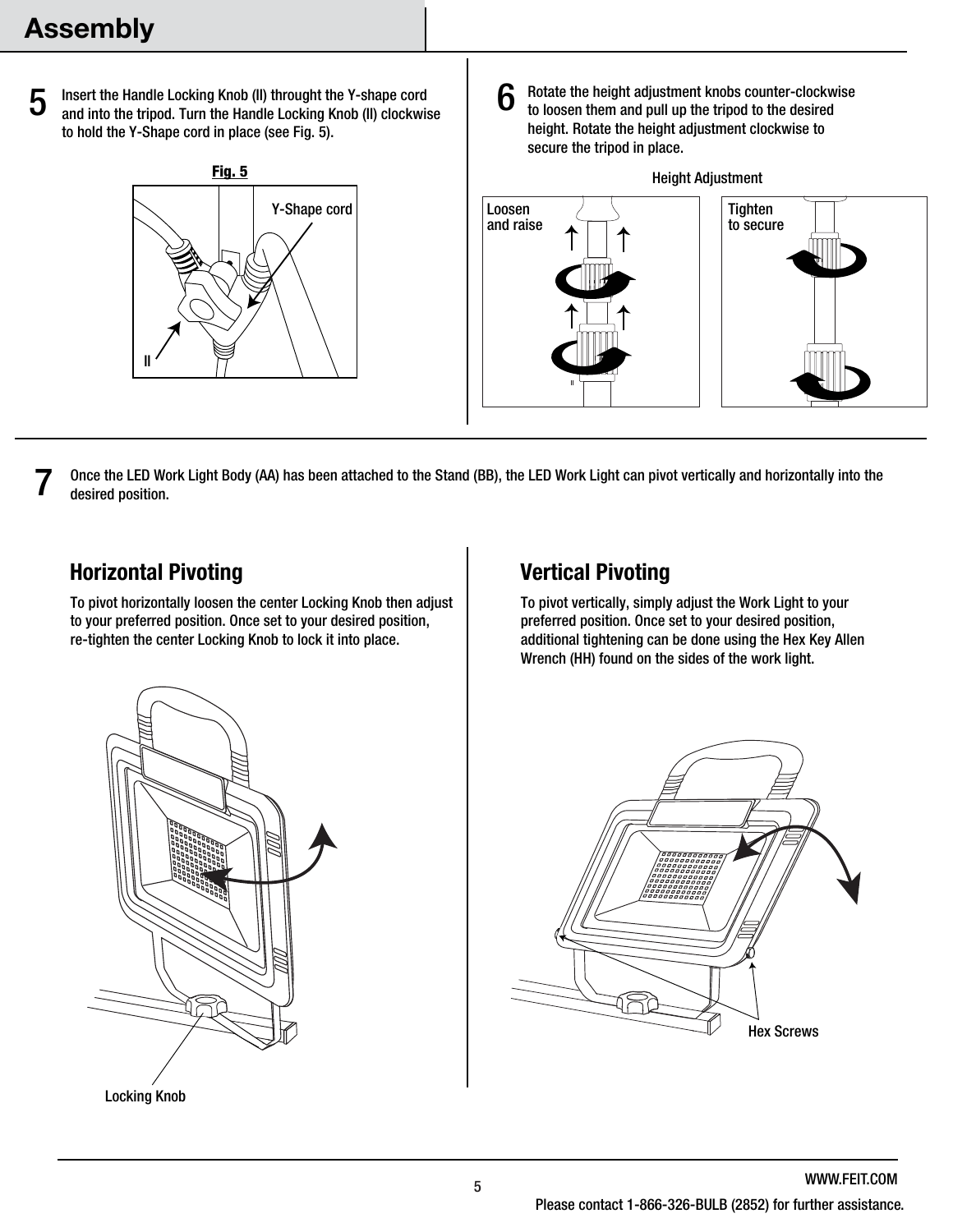## Assembly

**5** Insert the Handle Locking Knob (II) throught the Y-shape cord and into the tripod. Turn the Handle Locking Knob (II) clockwise to hold the Y-Shape cord in place (see Fig. 5).

**Fig. 5**

Y-Shape cord

II

**6** Rotate the height adjustment knobs counter-clockwise to loosen them and pull up the tripod to the desired height. Rotate the height adjustment clockwise to secure the tripod in place.

Height Adjustment

Loosen and raise

Tighten to secure

**7** Once the LED Work Light Body (AA) has been attached to the Stand (BB), the LED Work Light can pivot vertically and horizontally into the desired position.

### Horizontal Pivoting

To pivot horizontally loosen the center Locking Knob then adjust to your preferred position. Once set to your desired position, re-tighten the center Locking Knob to lock it into place.

Locking Knob

### Vertical Pivoting

To pivot vertically, simply adjust the Work Light to your preferred position. Once set to your desired position, additional tightening can be done using the Hex Key Allen Wrench (HH) found on the sides of the work light.

Hex Screws

WWW.FEIT.COM

Please contact 1-866-326-BULB (2852) for further assistance.